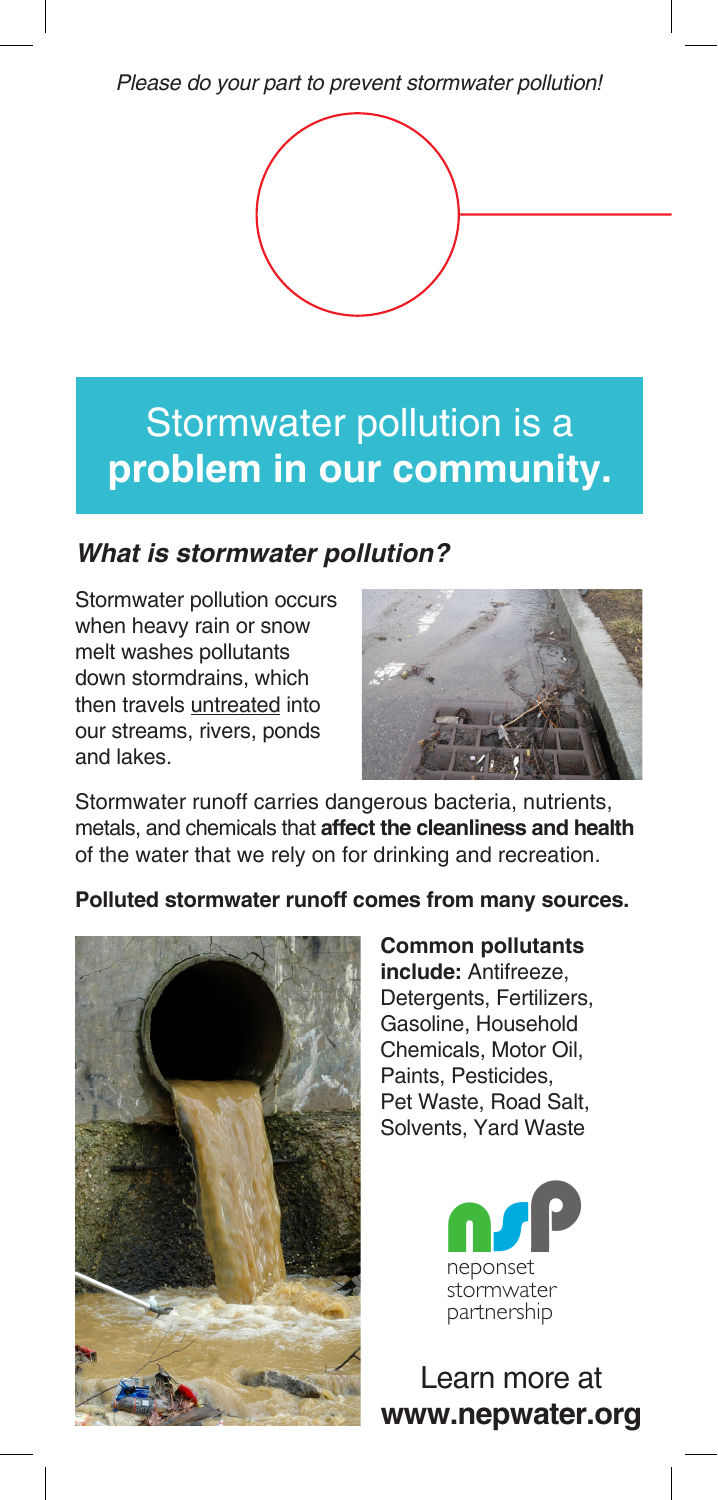*Please do your part to prevent stormwater pollution!*

# Stormwater pollution is a **problem in our community.**

### *What is stormwater pollution?*

Stormwater pollution occurs when heavy rain or snow melt washes pollutants down stormdrains, which then travels untreated into our streams, rivers, ponds and lakes.

Stormwater runoff carries dangerous bacteria, nutrients, metals, and chemicals that **affect the cleanliness and health** of the water that we rely on for drinking and recreation.

**Polluted stormwater runoff comes from many sources.**

**Common pollutants include:** Antifreeze, Detergents, Fertilizers, Gasoline, Household Chemicals, Motor Oil, Paints, Pesticides, Pet Waste, Road Salt, Solvents, Yard Waste

nsp
neponset stormwater partnership

Learn more at
**www.nepwater.org**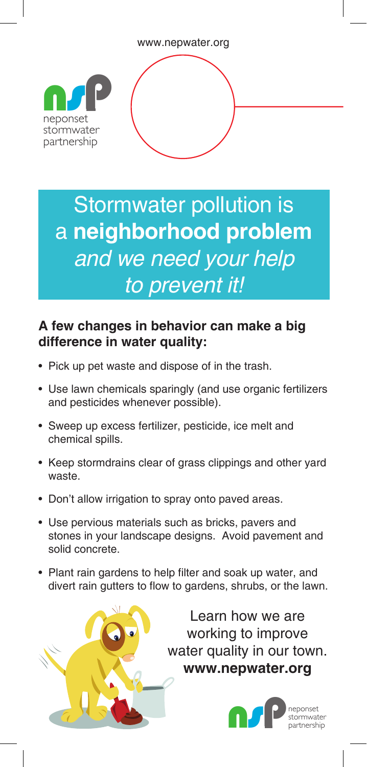www.nepwater.org

neponset stormwater partnership

# Stormwater pollution is a **neighborhood problem** *and we need your help to prevent it!*

**A few changes in behavior can make a big difference in water quality:**

- Pick up pet waste and dispose of in the trash.
- Use lawn chemicals sparingly (and use organic fertilizers and pesticides whenever possible).
- Sweep up excess fertilizer, pesticide, ice melt and chemical spills.
- Keep stormdrains clear of grass clippings and other yard waste.
- Don't allow irrigation to spray onto paved areas.
- Use pervious materials such as bricks, pavers and stones in your landscape designs. Avoid pavement and solid concrete.
- Plant rain gardens to help filter and soak up water, and divert rain gutters to flow to gardens, shrubs, or the lawn.

Learn how we are working to improve water quality in our town.
**www.nepwater.org**

neponset stormwater partnership